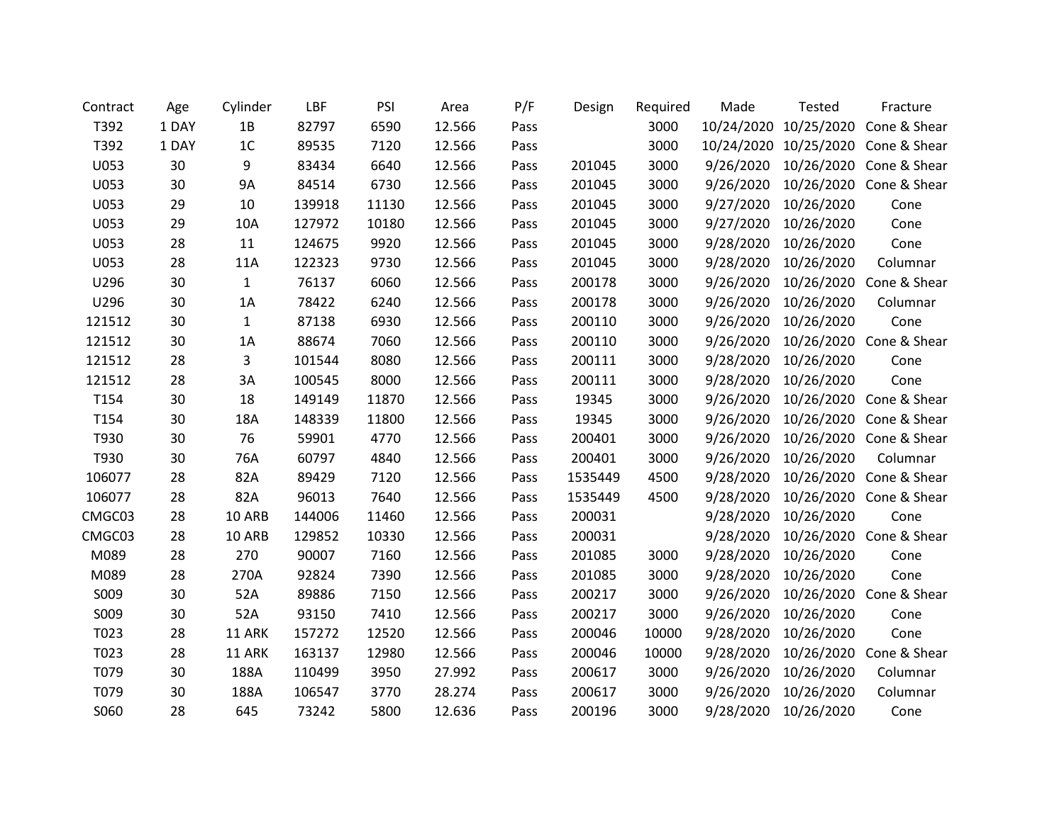| Contract | Age | Cylinder | LBF | PSI | Area | P/F | Design | Required | Made | Tested | Fracture |
|---|---|---|---|---|---|---|---|---|---|---|---|
| T392 | 1 DAY | 1B | 82797 | 6590 | 12.566 | Pass | | 3000 | 10/24/2020 | 10/25/2020 | Cone & Shear |
| T392 | 1 DAY | 1C | 89535 | 7120 | 12.566 | Pass | | 3000 | 10/24/2020 | 10/25/2020 | Cone & Shear |
| U053 | 30 | 9 | 83434 | 6640 | 12.566 | Pass | 201045 | 3000 | 9/26/2020 | 10/26/2020 | Cone & Shear |
| U053 | 30 | 9A | 84514 | 6730 | 12.566 | Pass | 201045 | 3000 | 9/26/2020 | 10/26/2020 | Cone & Shear |
| U053 | 29 | 10 | 139918 | 11130 | 12.566 | Pass | 201045 | 3000 | 9/27/2020 | 10/26/2020 | Cone |
| U053 | 29 | 10A | 127972 | 10180 | 12.566 | Pass | 201045 | 3000 | 9/27/2020 | 10/26/2020 | Cone |
| U053 | 28 | 11 | 124675 | 9920 | 12.566 | Pass | 201045 | 3000 | 9/28/2020 | 10/26/2020 | Cone |
| U053 | 28 | 11A | 122323 | 9730 | 12.566 | Pass | 201045 | 3000 | 9/28/2020 | 10/26/2020 | Columnar |
| U296 | 30 | 1 | 76137 | 6060 | 12.566 | Pass | 200178 | 3000 | 9/26/2020 | 10/26/2020 | Cone & Shear |
| U296 | 30 | 1A | 78422 | 6240 | 12.566 | Pass | 200178 | 3000 | 9/26/2020 | 10/26/2020 | Columnar |
| 121512 | 30 | 1 | 87138 | 6930 | 12.566 | Pass | 200110 | 3000 | 9/26/2020 | 10/26/2020 | Cone |
| 121512 | 30 | 1A | 88674 | 7060 | 12.566 | Pass | 200110 | 3000 | 9/26/2020 | 10/26/2020 | Cone & Shear |
| 121512 | 28 | 3 | 101544 | 8080 | 12.566 | Pass | 200111 | 3000 | 9/28/2020 | 10/26/2020 | Cone |
| 121512 | 28 | 3A | 100545 | 8000 | 12.566 | Pass | 200111 | 3000 | 9/28/2020 | 10/26/2020 | Cone |
| T154 | 30 | 18 | 149149 | 11870 | 12.566 | Pass | 19345 | 3000 | 9/26/2020 | 10/26/2020 | Cone & Shear |
| T154 | 30 | 18A | 148339 | 11800 | 12.566 | Pass | 19345 | 3000 | 9/26/2020 | 10/26/2020 | Cone & Shear |
| T930 | 30 | 76 | 59901 | 4770 | 12.566 | Pass | 200401 | 3000 | 9/26/2020 | 10/26/2020 | Cone & Shear |
| T930 | 30 | 76A | 60797 | 4840 | 12.566 | Pass | 200401 | 3000 | 9/26/2020 | 10/26/2020 | Columnar |
| 106077 | 28 | 82A | 89429 | 7120 | 12.566 | Pass | 1535449 | 4500 | 9/28/2020 | 10/26/2020 | Cone & Shear |
| 106077 | 28 | 82A | 96013 | 7640 | 12.566 | Pass | 1535449 | 4500 | 9/28/2020 | 10/26/2020 | Cone & Shear |
| CMGC03 | 28 | 10 ARB | 144006 | 11460 | 12.566 | Pass | 200031 | | 9/28/2020 | 10/26/2020 | Cone |
| CMGC03 | 28 | 10 ARB | 129852 | 10330 | 12.566 | Pass | 200031 | | 9/28/2020 | 10/26/2020 | Cone & Shear |
| M089 | 28 | 270 | 90007 | 7160 | 12.566 | Pass | 201085 | 3000 | 9/28/2020 | 10/26/2020 | Cone |
| M089 | 28 | 270A | 92824 | 7390 | 12.566 | Pass | 201085 | 3000 | 9/28/2020 | 10/26/2020 | Cone |
| S009 | 30 | 52A | 89886 | 7150 | 12.566 | Pass | 200217 | 3000 | 9/26/2020 | 10/26/2020 | Cone & Shear |
| S009 | 30 | 52A | 93150 | 7410 | 12.566 | Pass | 200217 | 3000 | 9/26/2020 | 10/26/2020 | Cone |
| T023 | 28 | 11 ARK | 157272 | 12520 | 12.566 | Pass | 200046 | 10000 | 9/28/2020 | 10/26/2020 | Cone |
| T023 | 28 | 11 ARK | 163137 | 12980 | 12.566 | Pass | 200046 | 10000 | 9/28/2020 | 10/26/2020 | Cone & Shear |
| T079 | 30 | 188A | 110499 | 3950 | 27.992 | Pass | 200617 | 3000 | 9/26/2020 | 10/26/2020 | Columnar |
| T079 | 30 | 188A | 106547 | 3770 | 28.274 | Pass | 200617 | 3000 | 9/26/2020 | 10/26/2020 | Columnar |
| S060 | 28 | 645 | 73242 | 5800 | 12.636 | Pass | 200196 | 3000 | 9/28/2020 | 10/26/2020 | Cone |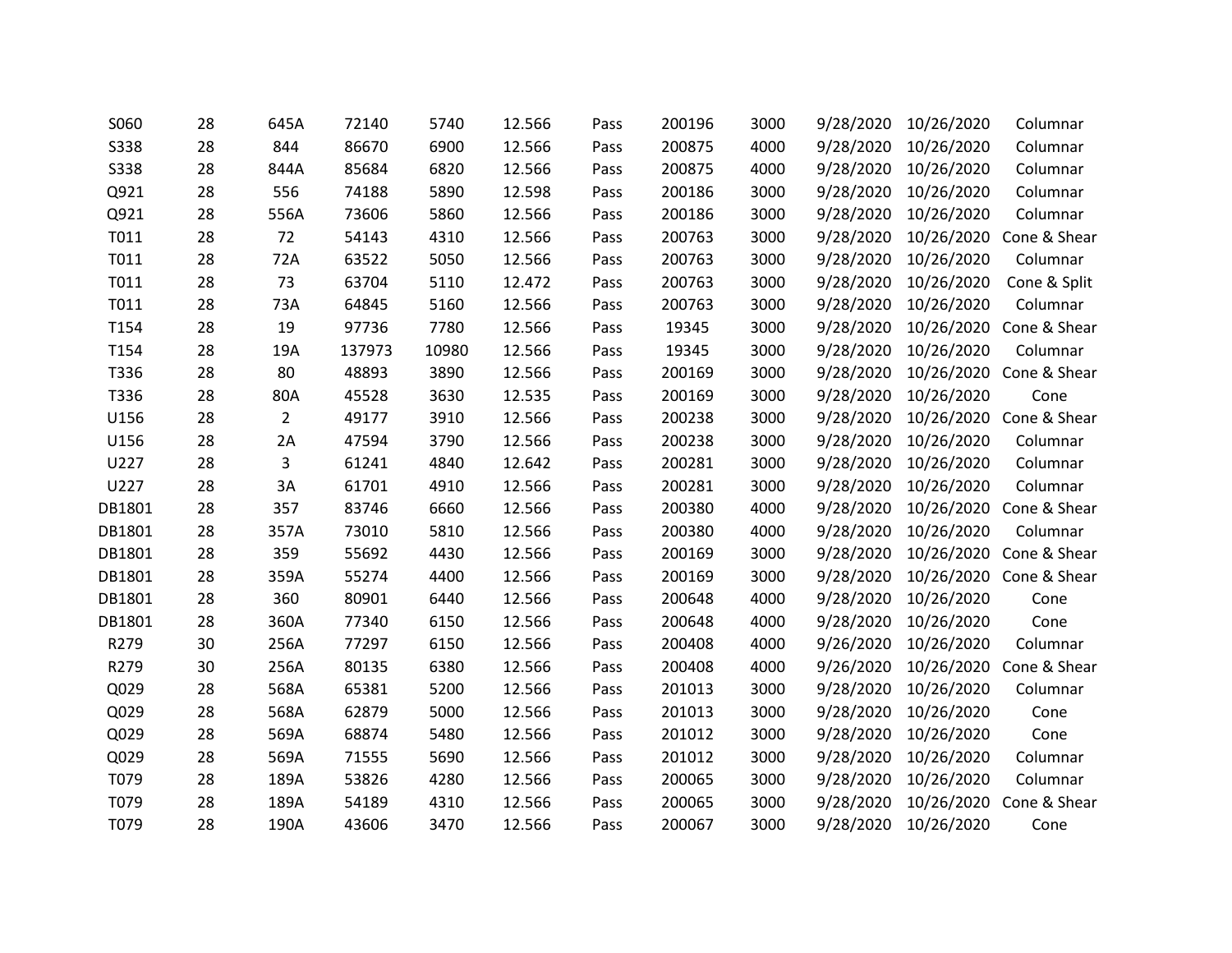| | | | | | | | | | | | |
|---|---|---|---|---|---|---|---|---|---|---|---|
| S060 | 28 | 645A | 72140 | 5740 | 12.566 | Pass | 200196 | 3000 | 9/28/2020 | 10/26/2020 | Columnar |
| S338 | 28 | 844 | 86670 | 6900 | 12.566 | Pass | 200875 | 4000 | 9/28/2020 | 10/26/2020 | Columnar |
| S338 | 28 | 844A | 85684 | 6820 | 12.566 | Pass | 200875 | 4000 | 9/28/2020 | 10/26/2020 | Columnar |
| Q921 | 28 | 556 | 74188 | 5890 | 12.598 | Pass | 200186 | 3000 | 9/28/2020 | 10/26/2020 | Columnar |
| Q921 | 28 | 556A | 73606 | 5860 | 12.566 | Pass | 200186 | 3000 | 9/28/2020 | 10/26/2020 | Columnar |
| T011 | 28 | 72 | 54143 | 4310 | 12.566 | Pass | 200763 | 3000 | 9/28/2020 | 10/26/2020 | Cone & Shear |
| T011 | 28 | 72A | 63522 | 5050 | 12.566 | Pass | 200763 | 3000 | 9/28/2020 | 10/26/2020 | Columnar |
| T011 | 28 | 73 | 63704 | 5110 | 12.472 | Pass | 200763 | 3000 | 9/28/2020 | 10/26/2020 | Cone & Split |
| T011 | 28 | 73A | 64845 | 5160 | 12.566 | Pass | 200763 | 3000 | 9/28/2020 | 10/26/2020 | Columnar |
| T154 | 28 | 19 | 97736 | 7780 | 12.566 | Pass | 19345 | 3000 | 9/28/2020 | 10/26/2020 | Cone & Shear |
| T154 | 28 | 19A | 137973 | 10980 | 12.566 | Pass | 19345 | 3000 | 9/28/2020 | 10/26/2020 | Columnar |
| T336 | 28 | 80 | 48893 | 3890 | 12.566 | Pass | 200169 | 3000 | 9/28/2020 | 10/26/2020 | Cone & Shear |
| T336 | 28 | 80A | 45528 | 3630 | 12.535 | Pass | 200169 | 3000 | 9/28/2020 | 10/26/2020 | Cone |
| U156 | 28 | 2 | 49177 | 3910 | 12.566 | Pass | 200238 | 3000 | 9/28/2020 | 10/26/2020 | Cone & Shear |
| U156 | 28 | 2A | 47594 | 3790 | 12.566 | Pass | 200238 | 3000 | 9/28/2020 | 10/26/2020 | Columnar |
| U227 | 28 | 3 | 61241 | 4840 | 12.642 | Pass | 200281 | 3000 | 9/28/2020 | 10/26/2020 | Columnar |
| U227 | 28 | 3A | 61701 | 4910 | 12.566 | Pass | 200281 | 3000 | 9/28/2020 | 10/26/2020 | Columnar |
| DB1801 | 28 | 357 | 83746 | 6660 | 12.566 | Pass | 200380 | 4000 | 9/28/2020 | 10/26/2020 | Cone & Shear |
| DB1801 | 28 | 357A | 73010 | 5810 | 12.566 | Pass | 200380 | 4000 | 9/28/2020 | 10/26/2020 | Columnar |
| DB1801 | 28 | 359 | 55692 | 4430 | 12.566 | Pass | 200169 | 3000 | 9/28/2020 | 10/26/2020 | Cone & Shear |
| DB1801 | 28 | 359A | 55274 | 4400 | 12.566 | Pass | 200169 | 3000 | 9/28/2020 | 10/26/2020 | Cone & Shear |
| DB1801 | 28 | 360 | 80901 | 6440 | 12.566 | Pass | 200648 | 4000 | 9/28/2020 | 10/26/2020 | Cone |
| DB1801 | 28 | 360A | 77340 | 6150 | 12.566 | Pass | 200648 | 4000 | 9/28/2020 | 10/26/2020 | Cone |
| R279 | 30 | 256A | 77297 | 6150 | 12.566 | Pass | 200408 | 4000 | 9/26/2020 | 10/26/2020 | Columnar |
| R279 | 30 | 256A | 80135 | 6380 | 12.566 | Pass | 200408 | 4000 | 9/26/2020 | 10/26/2020 | Cone & Shear |
| Q029 | 28 | 568A | 65381 | 5200 | 12.566 | Pass | 201013 | 3000 | 9/28/2020 | 10/26/2020 | Columnar |
| Q029 | 28 | 568A | 62879 | 5000 | 12.566 | Pass | 201013 | 3000 | 9/28/2020 | 10/26/2020 | Cone |
| Q029 | 28 | 569A | 68874 | 5480 | 12.566 | Pass | 201012 | 3000 | 9/28/2020 | 10/26/2020 | Cone |
| Q029 | 28 | 569A | 71555 | 5690 | 12.566 | Pass | 201012 | 3000 | 9/28/2020 | 10/26/2020 | Columnar |
| T079 | 28 | 189A | 53826 | 4280 | 12.566 | Pass | 200065 | 3000 | 9/28/2020 | 10/26/2020 | Columnar |
| T079 | 28 | 189A | 54189 | 4310 | 12.566 | Pass | 200065 | 3000 | 9/28/2020 | 10/26/2020 | Cone & Shear |
| T079 | 28 | 190A | 43606 | 3470 | 12.566 | Pass | 200067 | 3000 | 9/28/2020 | 10/26/2020 | Cone |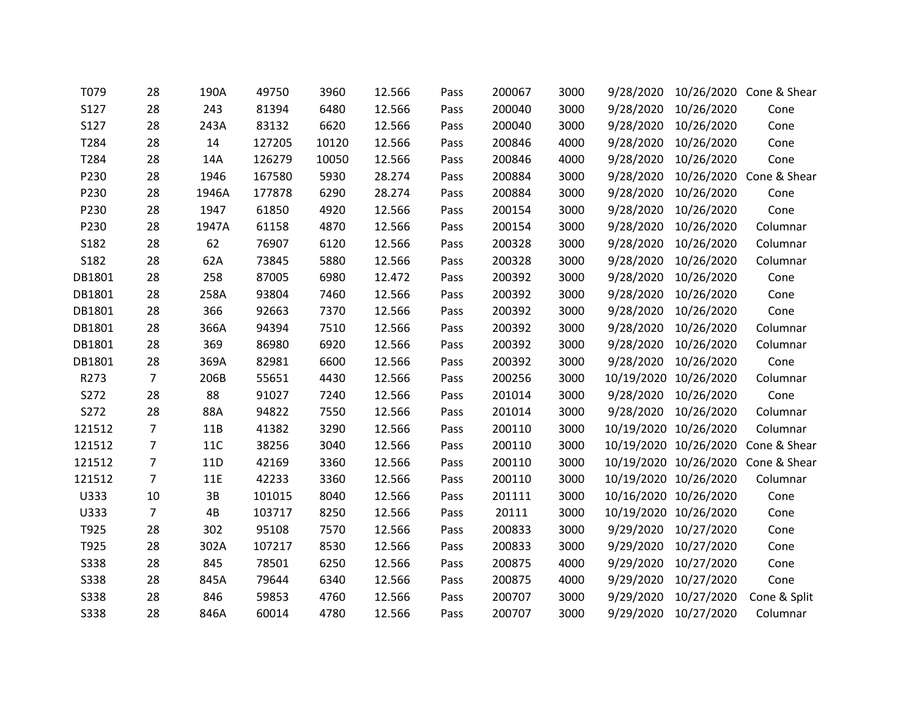| | | | | | | | | | | | |
|---|---|---|---|---|---|---|---|---|---|---|---|
| T079 | 28 | 190A | 49750 | 3960 | 12.566 | Pass | 200067 | 3000 | 9/28/2020 | 10/26/2020 | Cone & Shear |
| S127 | 28 | 243 | 81394 | 6480 | 12.566 | Pass | 200040 | 3000 | 9/28/2020 | 10/26/2020 | Cone |
| S127 | 28 | 243A | 83132 | 6620 | 12.566 | Pass | 200040 | 3000 | 9/28/2020 | 10/26/2020 | Cone |
| T284 | 28 | 14 | 127205 | 10120 | 12.566 | Pass | 200846 | 4000 | 9/28/2020 | 10/26/2020 | Cone |
| T284 | 28 | 14A | 126279 | 10050 | 12.566 | Pass | 200846 | 4000 | 9/28/2020 | 10/26/2020 | Cone |
| P230 | 28 | 1946 | 167580 | 5930 | 28.274 | Pass | 200884 | 3000 | 9/28/2020 | 10/26/2020 | Cone & Shear |
| P230 | 28 | 1946A | 177878 | 6290 | 28.274 | Pass | 200884 | 3000 | 9/28/2020 | 10/26/2020 | Cone |
| P230 | 28 | 1947 | 61850 | 4920 | 12.566 | Pass | 200154 | 3000 | 9/28/2020 | 10/26/2020 | Cone |
| P230 | 28 | 1947A | 61158 | 4870 | 12.566 | Pass | 200154 | 3000 | 9/28/2020 | 10/26/2020 | Columnar |
| S182 | 28 | 62 | 76907 | 6120 | 12.566 | Pass | 200328 | 3000 | 9/28/2020 | 10/26/2020 | Columnar |
| S182 | 28 | 62A | 73845 | 5880 | 12.566 | Pass | 200328 | 3000 | 9/28/2020 | 10/26/2020 | Columnar |
| DB1801 | 28 | 258 | 87005 | 6980 | 12.472 | Pass | 200392 | 3000 | 9/28/2020 | 10/26/2020 | Cone |
| DB1801 | 28 | 258A | 93804 | 7460 | 12.566 | Pass | 200392 | 3000 | 9/28/2020 | 10/26/2020 | Cone |
| DB1801 | 28 | 366 | 92663 | 7370 | 12.566 | Pass | 200392 | 3000 | 9/28/2020 | 10/26/2020 | Cone |
| DB1801 | 28 | 366A | 94394 | 7510 | 12.566 | Pass | 200392 | 3000 | 9/28/2020 | 10/26/2020 | Columnar |
| DB1801 | 28 | 369 | 86980 | 6920 | 12.566 | Pass | 200392 | 3000 | 9/28/2020 | 10/26/2020 | Columnar |
| DB1801 | 28 | 369A | 82981 | 6600 | 12.566 | Pass | 200392 | 3000 | 9/28/2020 | 10/26/2020 | Cone |
| R273 | 7 | 206B | 55651 | 4430 | 12.566 | Pass | 200256 | 3000 | 10/19/2020 | 10/26/2020 | Columnar |
| S272 | 28 | 88 | 91027 | 7240 | 12.566 | Pass | 201014 | 3000 | 9/28/2020 | 10/26/2020 | Cone |
| S272 | 28 | 88A | 94822 | 7550 | 12.566 | Pass | 201014 | 3000 | 9/28/2020 | 10/26/2020 | Columnar |
| 121512 | 7 | 11B | 41382 | 3290 | 12.566 | Pass | 200110 | 3000 | 10/19/2020 | 10/26/2020 | Columnar |
| 121512 | 7 | 11C | 38256 | 3040 | 12.566 | Pass | 200110 | 3000 | 10/19/2020 | 10/26/2020 | Cone & Shear |
| 121512 | 7 | 11D | 42169 | 3360 | 12.566 | Pass | 200110 | 3000 | 10/19/2020 | 10/26/2020 | Cone & Shear |
| 121512 | 7 | 11E | 42233 | 3360 | 12.566 | Pass | 200110 | 3000 | 10/19/2020 | 10/26/2020 | Columnar |
| U333 | 10 | 3B | 101015 | 8040 | 12.566 | Pass | 201111 | 3000 | 10/16/2020 | 10/26/2020 | Cone |
| U333 | 7 | 4B | 103717 | 8250 | 12.566 | Pass | 20111 | 3000 | 10/19/2020 | 10/26/2020 | Cone |
| T925 | 28 | 302 | 95108 | 7570 | 12.566 | Pass | 200833 | 3000 | 9/29/2020 | 10/27/2020 | Cone |
| T925 | 28 | 302A | 107217 | 8530 | 12.566 | Pass | 200833 | 3000 | 9/29/2020 | 10/27/2020 | Cone |
| S338 | 28 | 845 | 78501 | 6250 | 12.566 | Pass | 200875 | 4000 | 9/29/2020 | 10/27/2020 | Cone |
| S338 | 28 | 845A | 79644 | 6340 | 12.566 | Pass | 200875 | 4000 | 9/29/2020 | 10/27/2020 | Cone |
| S338 | 28 | 846 | 59853 | 4760 | 12.566 | Pass | 200707 | 3000 | 9/29/2020 | 10/27/2020 | Cone & Split |
| S338 | 28 | 846A | 60014 | 4780 | 12.566 | Pass | 200707 | 3000 | 9/29/2020 | 10/27/2020 | Columnar |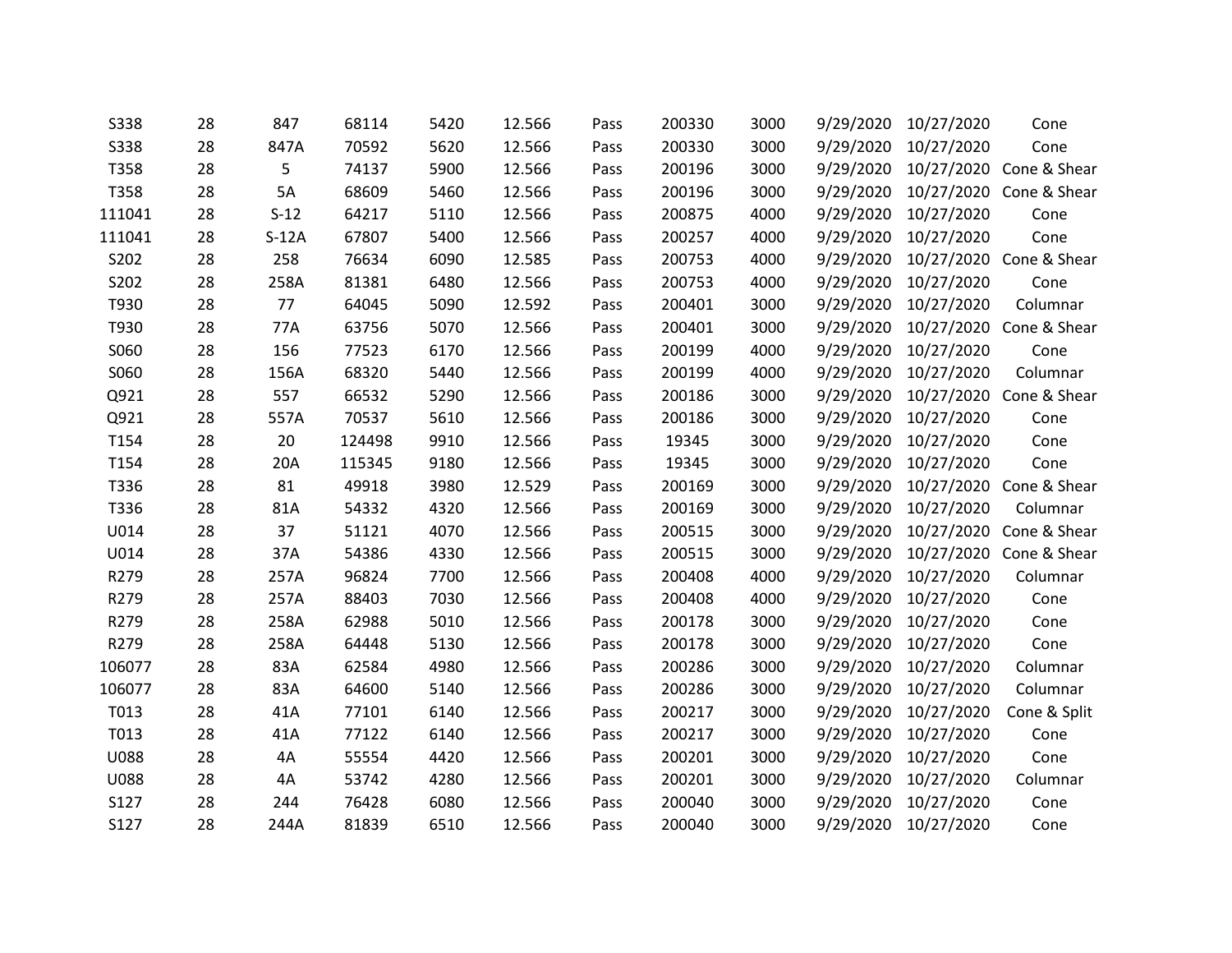| | | | | | | | | | | | |
|---|---|---|---|---|---|---|---|---|---|---|---|
| S338 | 28 | 847 | 68114 | 5420 | 12.566 | Pass | 200330 | 3000 | 9/29/2020 | 10/27/2020 | Cone |
| S338 | 28 | 847A | 70592 | 5620 | 12.566 | Pass | 200330 | 3000 | 9/29/2020 | 10/27/2020 | Cone |
| T358 | 28 | 5 | 74137 | 5900 | 12.566 | Pass | 200196 | 3000 | 9/29/2020 | 10/27/2020 | Cone & Shear |
| T358 | 28 | 5A | 68609 | 5460 | 12.566 | Pass | 200196 | 3000 | 9/29/2020 | 10/27/2020 | Cone & Shear |
| 111041 | 28 | S-12 | 64217 | 5110 | 12.566 | Pass | 200875 | 4000 | 9/29/2020 | 10/27/2020 | Cone |
| 111041 | 28 | S-12A | 67807 | 5400 | 12.566 | Pass | 200257 | 4000 | 9/29/2020 | 10/27/2020 | Cone |
| S202 | 28 | 258 | 76634 | 6090 | 12.585 | Pass | 200753 | 4000 | 9/29/2020 | 10/27/2020 | Cone & Shear |
| S202 | 28 | 258A | 81381 | 6480 | 12.566 | Pass | 200753 | 4000 | 9/29/2020 | 10/27/2020 | Cone |
| T930 | 28 | 77 | 64045 | 5090 | 12.592 | Pass | 200401 | 3000 | 9/29/2020 | 10/27/2020 | Columnar |
| T930 | 28 | 77A | 63756 | 5070 | 12.566 | Pass | 200401 | 3000 | 9/29/2020 | 10/27/2020 | Cone & Shear |
| S060 | 28 | 156 | 77523 | 6170 | 12.566 | Pass | 200199 | 4000 | 9/29/2020 | 10/27/2020 | Cone |
| S060 | 28 | 156A | 68320 | 5440 | 12.566 | Pass | 200199 | 4000 | 9/29/2020 | 10/27/2020 | Columnar |
| Q921 | 28 | 557 | 66532 | 5290 | 12.566 | Pass | 200186 | 3000 | 9/29/2020 | 10/27/2020 | Cone & Shear |
| Q921 | 28 | 557A | 70537 | 5610 | 12.566 | Pass | 200186 | 3000 | 9/29/2020 | 10/27/2020 | Cone |
| T154 | 28 | 20 | 124498 | 9910 | 12.566 | Pass | 19345 | 3000 | 9/29/2020 | 10/27/2020 | Cone |
| T154 | 28 | 20A | 115345 | 9180 | 12.566 | Pass | 19345 | 3000 | 9/29/2020 | 10/27/2020 | Cone |
| T336 | 28 | 81 | 49918 | 3980 | 12.529 | Pass | 200169 | 3000 | 9/29/2020 | 10/27/2020 | Cone & Shear |
| T336 | 28 | 81A | 54332 | 4320 | 12.566 | Pass | 200169 | 3000 | 9/29/2020 | 10/27/2020 | Columnar |
| U014 | 28 | 37 | 51121 | 4070 | 12.566 | Pass | 200515 | 3000 | 9/29/2020 | 10/27/2020 | Cone & Shear |
| U014 | 28 | 37A | 54386 | 4330 | 12.566 | Pass | 200515 | 3000 | 9/29/2020 | 10/27/2020 | Cone & Shear |
| R279 | 28 | 257A | 96824 | 7700 | 12.566 | Pass | 200408 | 4000 | 9/29/2020 | 10/27/2020 | Columnar |
| R279 | 28 | 257A | 88403 | 7030 | 12.566 | Pass | 200408 | 4000 | 9/29/2020 | 10/27/2020 | Cone |
| R279 | 28 | 258A | 62988 | 5010 | 12.566 | Pass | 200178 | 3000 | 9/29/2020 | 10/27/2020 | Cone |
| R279 | 28 | 258A | 64448 | 5130 | 12.566 | Pass | 200178 | 3000 | 9/29/2020 | 10/27/2020 | Cone |
| 106077 | 28 | 83A | 62584 | 4980 | 12.566 | Pass | 200286 | 3000 | 9/29/2020 | 10/27/2020 | Columnar |
| 106077 | 28 | 83A | 64600 | 5140 | 12.566 | Pass | 200286 | 3000 | 9/29/2020 | 10/27/2020 | Columnar |
| T013 | 28 | 41A | 77101 | 6140 | 12.566 | Pass | 200217 | 3000 | 9/29/2020 | 10/27/2020 | Cone & Split |
| T013 | 28 | 41A | 77122 | 6140 | 12.566 | Pass | 200217 | 3000 | 9/29/2020 | 10/27/2020 | Cone |
| U088 | 28 | 4A | 55554 | 4420 | 12.566 | Pass | 200201 | 3000 | 9/29/2020 | 10/27/2020 | Cone |
| U088 | 28 | 4A | 53742 | 4280 | 12.566 | Pass | 200201 | 3000 | 9/29/2020 | 10/27/2020 | Columnar |
| S127 | 28 | 244 | 76428 | 6080 | 12.566 | Pass | 200040 | 3000 | 9/29/2020 | 10/27/2020 | Cone |
| S127 | 28 | 244A | 81839 | 6510 | 12.566 | Pass | 200040 | 3000 | 9/29/2020 | 10/27/2020 | Cone |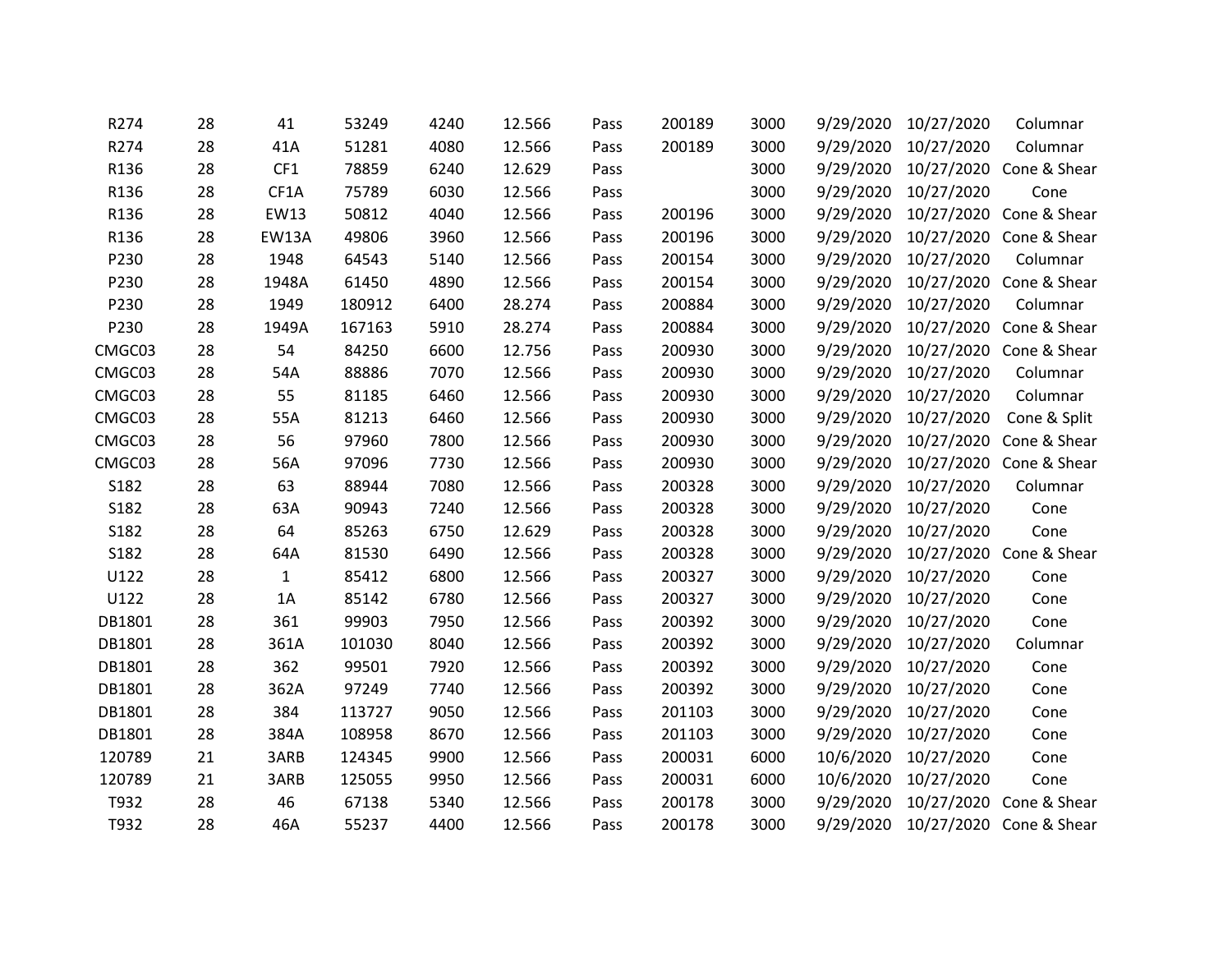| | | | | | | | | | | | |
|---|---|---|---|---|---|---|---|---|---|---|---|
| R274 | 28 | 41 | 53249 | 4240 | 12.566 | Pass | 200189 | 3000 | 9/29/2020 | 10/27/2020 | Columnar |
| R274 | 28 | 41A | 51281 | 4080 | 12.566 | Pass | 200189 | 3000 | 9/29/2020 | 10/27/2020 | Columnar |
| R136 | 28 | CF1 | 78859 | 6240 | 12.629 | Pass | | 3000 | 9/29/2020 | 10/27/2020 | Cone & Shear |
| R136 | 28 | CF1A | 75789 | 6030 | 12.566 | Pass | | 3000 | 9/29/2020 | 10/27/2020 | Cone |
| R136 | 28 | EW13 | 50812 | 4040 | 12.566 | Pass | 200196 | 3000 | 9/29/2020 | 10/27/2020 | Cone & Shear |
| R136 | 28 | EW13A | 49806 | 3960 | 12.566 | Pass | 200196 | 3000 | 9/29/2020 | 10/27/2020 | Cone & Shear |
| P230 | 28 | 1948 | 64543 | 5140 | 12.566 | Pass | 200154 | 3000 | 9/29/2020 | 10/27/2020 | Columnar |
| P230 | 28 | 1948A | 61450 | 4890 | 12.566 | Pass | 200154 | 3000 | 9/29/2020 | 10/27/2020 | Cone & Shear |
| P230 | 28 | 1949 | 180912 | 6400 | 28.274 | Pass | 200884 | 3000 | 9/29/2020 | 10/27/2020 | Columnar |
| P230 | 28 | 1949A | 167163 | 5910 | 28.274 | Pass | 200884 | 3000 | 9/29/2020 | 10/27/2020 | Cone & Shear |
| CMGC03 | 28 | 54 | 84250 | 6600 | 12.756 | Pass | 200930 | 3000 | 9/29/2020 | 10/27/2020 | Cone & Shear |
| CMGC03 | 28 | 54A | 88886 | 7070 | 12.566 | Pass | 200930 | 3000 | 9/29/2020 | 10/27/2020 | Columnar |
| CMGC03 | 28 | 55 | 81185 | 6460 | 12.566 | Pass | 200930 | 3000 | 9/29/2020 | 10/27/2020 | Columnar |
| CMGC03 | 28 | 55A | 81213 | 6460 | 12.566 | Pass | 200930 | 3000 | 9/29/2020 | 10/27/2020 | Cone & Split |
| CMGC03 | 28 | 56 | 97960 | 7800 | 12.566 | Pass | 200930 | 3000 | 9/29/2020 | 10/27/2020 | Cone & Shear |
| CMGC03 | 28 | 56A | 97096 | 7730 | 12.566 | Pass | 200930 | 3000 | 9/29/2020 | 10/27/2020 | Cone & Shear |
| S182 | 28 | 63 | 88944 | 7080 | 12.566 | Pass | 200328 | 3000 | 9/29/2020 | 10/27/2020 | Columnar |
| S182 | 28 | 63A | 90943 | 7240 | 12.566 | Pass | 200328 | 3000 | 9/29/2020 | 10/27/2020 | Cone |
| S182 | 28 | 64 | 85263 | 6750 | 12.629 | Pass | 200328 | 3000 | 9/29/2020 | 10/27/2020 | Cone |
| S182 | 28 | 64A | 81530 | 6490 | 12.566 | Pass | 200328 | 3000 | 9/29/2020 | 10/27/2020 | Cone & Shear |
| U122 | 28 | 1 | 85412 | 6800 | 12.566 | Pass | 200327 | 3000 | 9/29/2020 | 10/27/2020 | Cone |
| U122 | 28 | 1A | 85142 | 6780 | 12.566 | Pass | 200327 | 3000 | 9/29/2020 | 10/27/2020 | Cone |
| DB1801 | 28 | 361 | 99903 | 7950 | 12.566 | Pass | 200392 | 3000 | 9/29/2020 | 10/27/2020 | Cone |
| DB1801 | 28 | 361A | 101030 | 8040 | 12.566 | Pass | 200392 | 3000 | 9/29/2020 | 10/27/2020 | Columnar |
| DB1801 | 28 | 362 | 99501 | 7920 | 12.566 | Pass | 200392 | 3000 | 9/29/2020 | 10/27/2020 | Cone |
| DB1801 | 28 | 362A | 97249 | 7740 | 12.566 | Pass | 200392 | 3000 | 9/29/2020 | 10/27/2020 | Cone |
| DB1801 | 28 | 384 | 113727 | 9050 | 12.566 | Pass | 201103 | 3000 | 9/29/2020 | 10/27/2020 | Cone |
| DB1801 | 28 | 384A | 108958 | 8670 | 12.566 | Pass | 201103 | 3000 | 9/29/2020 | 10/27/2020 | Cone |
| 120789 | 21 | 3ARB | 124345 | 9900 | 12.566 | Pass | 200031 | 6000 | 10/6/2020 | 10/27/2020 | Cone |
| 120789 | 21 | 3ARB | 125055 | 9950 | 12.566 | Pass | 200031 | 6000 | 10/6/2020 | 10/27/2020 | Cone |
| T932 | 28 | 46 | 67138 | 5340 | 12.566 | Pass | 200178 | 3000 | 9/29/2020 | 10/27/2020 | Cone & Shear |
| T932 | 28 | 46A | 55237 | 4400 | 12.566 | Pass | 200178 | 3000 | 9/29/2020 | 10/27/2020 | Cone & Shear |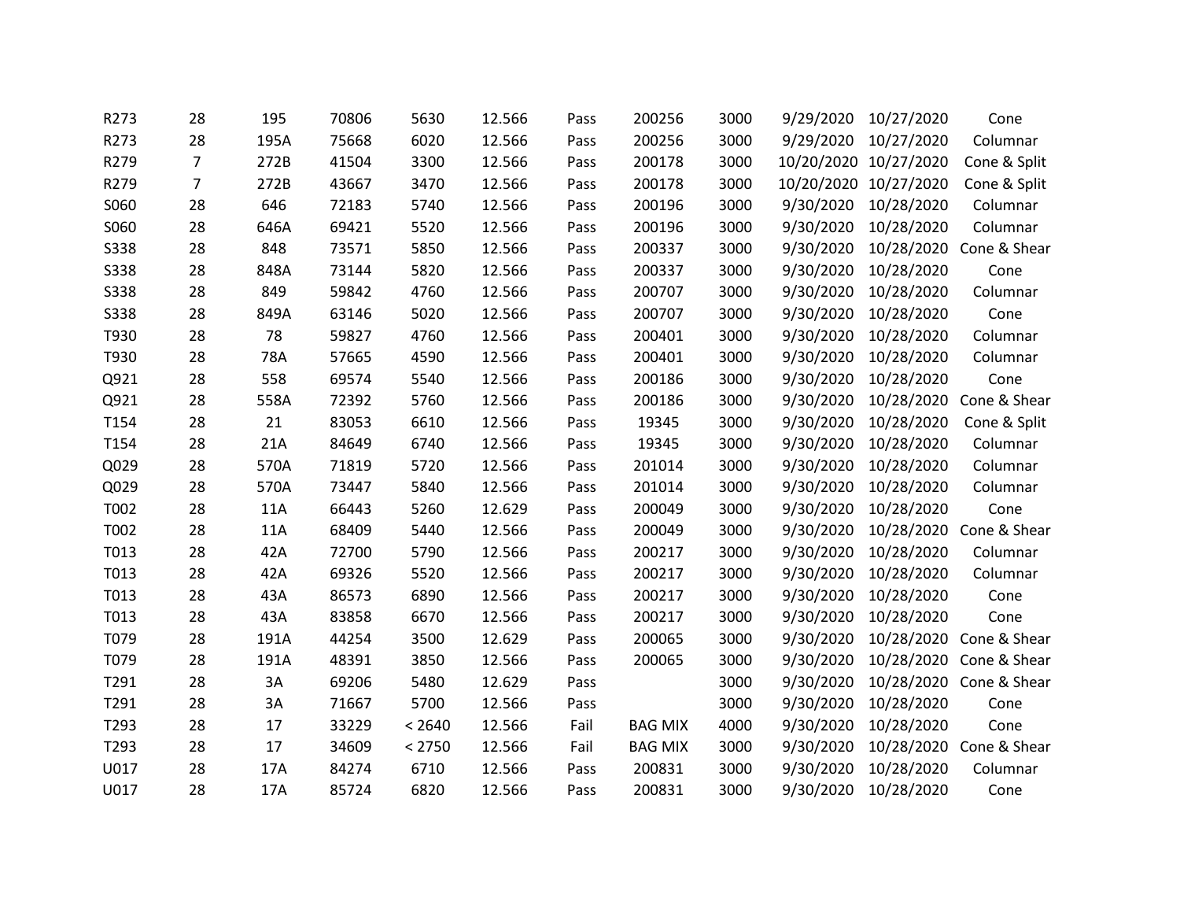| | | | | | | | | | | | |
|---|---|---|---|---|---|---|---|---|---|---|---|
| R273 | 28 | 195 | 70806 | 5630 | 12.566 | Pass | 200256 | 3000 | 9/29/2020 | 10/27/2020 | Cone |
| R273 | 28 | 195A | 75668 | 6020 | 12.566 | Pass | 200256 | 3000 | 9/29/2020 | 10/27/2020 | Columnar |
| R279 | 7 | 272B | 41504 | 3300 | 12.566 | Pass | 200178 | 3000 | 10/20/2020 | 10/27/2020 | Cone & Split |
| R279 | 7 | 272B | 43667 | 3470 | 12.566 | Pass | 200178 | 3000 | 10/20/2020 | 10/27/2020 | Cone & Split |
| S060 | 28 | 646 | 72183 | 5740 | 12.566 | Pass | 200196 | 3000 | 9/30/2020 | 10/28/2020 | Columnar |
| S060 | 28 | 646A | 69421 | 5520 | 12.566 | Pass | 200196 | 3000 | 9/30/2020 | 10/28/2020 | Columnar |
| S338 | 28 | 848 | 73571 | 5850 | 12.566 | Pass | 200337 | 3000 | 9/30/2020 | 10/28/2020 | Cone & Shear |
| S338 | 28 | 848A | 73144 | 5820 | 12.566 | Pass | 200337 | 3000 | 9/30/2020 | 10/28/2020 | Cone |
| S338 | 28 | 849 | 59842 | 4760 | 12.566 | Pass | 200707 | 3000 | 9/30/2020 | 10/28/2020 | Columnar |
| S338 | 28 | 849A | 63146 | 5020 | 12.566 | Pass | 200707 | 3000 | 9/30/2020 | 10/28/2020 | Cone |
| T930 | 28 | 78 | 59827 | 4760 | 12.566 | Pass | 200401 | 3000 | 9/30/2020 | 10/28/2020 | Columnar |
| T930 | 28 | 78A | 57665 | 4590 | 12.566 | Pass | 200401 | 3000 | 9/30/2020 | 10/28/2020 | Columnar |
| Q921 | 28 | 558 | 69574 | 5540 | 12.566 | Pass | 200186 | 3000 | 9/30/2020 | 10/28/2020 | Cone |
| Q921 | 28 | 558A | 72392 | 5760 | 12.566 | Pass | 200186 | 3000 | 9/30/2020 | 10/28/2020 | Cone & Shear |
| T154 | 28 | 21 | 83053 | 6610 | 12.566 | Pass | 19345 | 3000 | 9/30/2020 | 10/28/2020 | Cone & Split |
| T154 | 28 | 21A | 84649 | 6740 | 12.566 | Pass | 19345 | 3000 | 9/30/2020 | 10/28/2020 | Columnar |
| Q029 | 28 | 570A | 71819 | 5720 | 12.566 | Pass | 201014 | 3000 | 9/30/2020 | 10/28/2020 | Columnar |
| Q029 | 28 | 570A | 73447 | 5840 | 12.566 | Pass | 201014 | 3000 | 9/30/2020 | 10/28/2020 | Columnar |
| T002 | 28 | 11A | 66443 | 5260 | 12.629 | Pass | 200049 | 3000 | 9/30/2020 | 10/28/2020 | Cone |
| T002 | 28 | 11A | 68409 | 5440 | 12.566 | Pass | 200049 | 3000 | 9/30/2020 | 10/28/2020 | Cone & Shear |
| T013 | 28 | 42A | 72700 | 5790 | 12.566 | Pass | 200217 | 3000 | 9/30/2020 | 10/28/2020 | Columnar |
| T013 | 28 | 42A | 69326 | 5520 | 12.566 | Pass | 200217 | 3000 | 9/30/2020 | 10/28/2020 | Columnar |
| T013 | 28 | 43A | 86573 | 6890 | 12.566 | Pass | 200217 | 3000 | 9/30/2020 | 10/28/2020 | Cone |
| T013 | 28 | 43A | 83858 | 6670 | 12.566 | Pass | 200217 | 3000 | 9/30/2020 | 10/28/2020 | Cone |
| T079 | 28 | 191A | 44254 | 3500 | 12.629 | Pass | 200065 | 3000 | 9/30/2020 | 10/28/2020 | Cone & Shear |
| T079 | 28 | 191A | 48391 | 3850 | 12.566 | Pass | 200065 | 3000 | 9/30/2020 | 10/28/2020 | Cone & Shear |
| T291 | 28 | 3A | 69206 | 5480 | 12.629 | Pass | | 3000 | 9/30/2020 | 10/28/2020 | Cone & Shear |
| T291 | 28 | 3A | 71667 | 5700 | 12.566 | Pass | | 3000 | 9/30/2020 | 10/28/2020 | Cone |
| T293 | 28 | 17 | 33229 | < 2640 | 12.566 | Fail | BAG MIX | 4000 | 9/30/2020 | 10/28/2020 | Cone |
| T293 | 28 | 17 | 34609 | < 2750 | 12.566 | Fail | BAG MIX | 3000 | 9/30/2020 | 10/28/2020 | Cone & Shear |
| U017 | 28 | 17A | 84274 | 6710 | 12.566 | Pass | 200831 | 3000 | 9/30/2020 | 10/28/2020 | Columnar |
| U017 | 28 | 17A | 85724 | 6820 | 12.566 | Pass | 200831 | 3000 | 9/30/2020 | 10/28/2020 | Cone |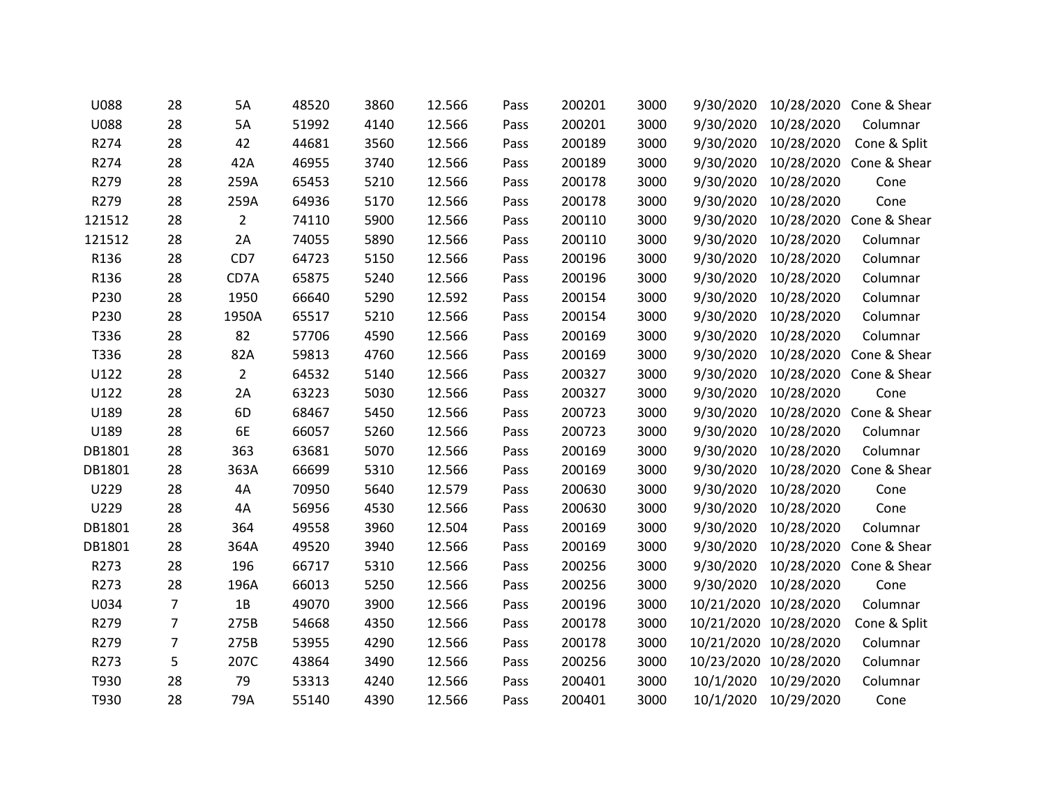| | | | | | | | | | | | |
|---|---|---|---|---|---|---|---|---|---|---|---|
| U088 | 28 | 5A | 48520 | 3860 | 12.566 | Pass | 200201 | 3000 | 9/30/2020 | 10/28/2020 | Cone & Shear |
| U088 | 28 | 5A | 51992 | 4140 | 12.566 | Pass | 200201 | 3000 | 9/30/2020 | 10/28/2020 | Columnar |
| R274 | 28 | 42 | 44681 | 3560 | 12.566 | Pass | 200189 | 3000 | 9/30/2020 | 10/28/2020 | Cone & Split |
| R274 | 28 | 42A | 46955 | 3740 | 12.566 | Pass | 200189 | 3000 | 9/30/2020 | 10/28/2020 | Cone & Shear |
| R279 | 28 | 259A | 65453 | 5210 | 12.566 | Pass | 200178 | 3000 | 9/30/2020 | 10/28/2020 | Cone |
| R279 | 28 | 259A | 64936 | 5170 | 12.566 | Pass | 200178 | 3000 | 9/30/2020 | 10/28/2020 | Cone |
| 121512 | 28 | 2 | 74110 | 5900 | 12.566 | Pass | 200110 | 3000 | 9/30/2020 | 10/28/2020 | Cone & Shear |
| 121512 | 28 | 2A | 74055 | 5890 | 12.566 | Pass | 200110 | 3000 | 9/30/2020 | 10/28/2020 | Columnar |
| R136 | 28 | CD7 | 64723 | 5150 | 12.566 | Pass | 200196 | 3000 | 9/30/2020 | 10/28/2020 | Columnar |
| R136 | 28 | CD7A | 65875 | 5240 | 12.566 | Pass | 200196 | 3000 | 9/30/2020 | 10/28/2020 | Columnar |
| P230 | 28 | 1950 | 66640 | 5290 | 12.592 | Pass | 200154 | 3000 | 9/30/2020 | 10/28/2020 | Columnar |
| P230 | 28 | 1950A | 65517 | 5210 | 12.566 | Pass | 200154 | 3000 | 9/30/2020 | 10/28/2020 | Columnar |
| T336 | 28 | 82 | 57706 | 4590 | 12.566 | Pass | 200169 | 3000 | 9/30/2020 | 10/28/2020 | Columnar |
| T336 | 28 | 82A | 59813 | 4760 | 12.566 | Pass | 200169 | 3000 | 9/30/2020 | 10/28/2020 | Cone & Shear |
| U122 | 28 | 2 | 64532 | 5140 | 12.566 | Pass | 200327 | 3000 | 9/30/2020 | 10/28/2020 | Cone & Shear |
| U122 | 28 | 2A | 63223 | 5030 | 12.566 | Pass | 200327 | 3000 | 9/30/2020 | 10/28/2020 | Cone |
| U189 | 28 | 6D | 68467 | 5450 | 12.566 | Pass | 200723 | 3000 | 9/30/2020 | 10/28/2020 | Cone & Shear |
| U189 | 28 | 6E | 66057 | 5260 | 12.566 | Pass | 200723 | 3000 | 9/30/2020 | 10/28/2020 | Columnar |
| DB1801 | 28 | 363 | 63681 | 5070 | 12.566 | Pass | 200169 | 3000 | 9/30/2020 | 10/28/2020 | Columnar |
| DB1801 | 28 | 363A | 66699 | 5310 | 12.566 | Pass | 200169 | 3000 | 9/30/2020 | 10/28/2020 | Cone & Shear |
| U229 | 28 | 4A | 70950 | 5640 | 12.579 | Pass | 200630 | 3000 | 9/30/2020 | 10/28/2020 | Cone |
| U229 | 28 | 4A | 56956 | 4530 | 12.566 | Pass | 200630 | 3000 | 9/30/2020 | 10/28/2020 | Cone |
| DB1801 | 28 | 364 | 49558 | 3960 | 12.504 | Pass | 200169 | 3000 | 9/30/2020 | 10/28/2020 | Columnar |
| DB1801 | 28 | 364A | 49520 | 3940 | 12.566 | Pass | 200169 | 3000 | 9/30/2020 | 10/28/2020 | Cone & Shear |
| R273 | 28 | 196 | 66717 | 5310 | 12.566 | Pass | 200256 | 3000 | 9/30/2020 | 10/28/2020 | Cone & Shear |
| R273 | 28 | 196A | 66013 | 5250 | 12.566 | Pass | 200256 | 3000 | 9/30/2020 | 10/28/2020 | Cone |
| U034 | 7 | 1B | 49070 | 3900 | 12.566 | Pass | 200196 | 3000 | 10/21/2020 | 10/28/2020 | Columnar |
| R279 | 7 | 275B | 54668 | 4350 | 12.566 | Pass | 200178 | 3000 | 10/21/2020 | 10/28/2020 | Cone & Split |
| R279 | 7 | 275B | 53955 | 4290 | 12.566 | Pass | 200178 | 3000 | 10/21/2020 | 10/28/2020 | Columnar |
| R273 | 5 | 207C | 43864 | 3490 | 12.566 | Pass | 200256 | 3000 | 10/23/2020 | 10/28/2020 | Columnar |
| T930 | 28 | 79 | 53313 | 4240 | 12.566 | Pass | 200401 | 3000 | 10/1/2020 | 10/29/2020 | Columnar |
| T930 | 28 | 79A | 55140 | 4390 | 12.566 | Pass | 200401 | 3000 | 10/1/2020 | 10/29/2020 | Cone |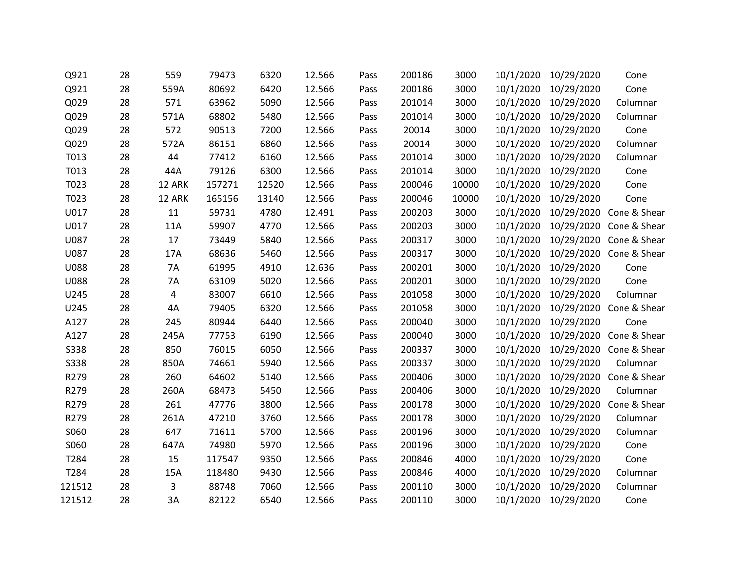| | | | | | | | | | | | |
|---|---|---|---|---|---|---|---|---|---|---|---|
| Q921 | 28 | 559 | 79473 | 6320 | 12.566 | Pass | 200186 | 3000 | 10/1/2020 | 10/29/2020 | Cone |
| Q921 | 28 | 559A | 80692 | 6420 | 12.566 | Pass | 200186 | 3000 | 10/1/2020 | 10/29/2020 | Cone |
| Q029 | 28 | 571 | 63962 | 5090 | 12.566 | Pass | 201014 | 3000 | 10/1/2020 | 10/29/2020 | Columnar |
| Q029 | 28 | 571A | 68802 | 5480 | 12.566 | Pass | 201014 | 3000 | 10/1/2020 | 10/29/2020 | Columnar |
| Q029 | 28 | 572 | 90513 | 7200 | 12.566 | Pass | 20014 | 3000 | 10/1/2020 | 10/29/2020 | Cone |
| Q029 | 28 | 572A | 86151 | 6860 | 12.566 | Pass | 20014 | 3000 | 10/1/2020 | 10/29/2020 | Columnar |
| T013 | 28 | 44 | 77412 | 6160 | 12.566 | Pass | 201014 | 3000 | 10/1/2020 | 10/29/2020 | Columnar |
| T013 | 28 | 44A | 79126 | 6300 | 12.566 | Pass | 201014 | 3000 | 10/1/2020 | 10/29/2020 | Cone |
| T023 | 28 | 12 ARK | 157271 | 12520 | 12.566 | Pass | 200046 | 10000 | 10/1/2020 | 10/29/2020 | Cone |
| T023 | 28 | 12 ARK | 165156 | 13140 | 12.566 | Pass | 200046 | 10000 | 10/1/2020 | 10/29/2020 | Cone |
| U017 | 28 | 11 | 59731 | 4780 | 12.491 | Pass | 200203 | 3000 | 10/1/2020 | 10/29/2020 | Cone & Shear |
| U017 | 28 | 11A | 59907 | 4770 | 12.566 | Pass | 200203 | 3000 | 10/1/2020 | 10/29/2020 | Cone & Shear |
| U087 | 28 | 17 | 73449 | 5840 | 12.566 | Pass | 200317 | 3000 | 10/1/2020 | 10/29/2020 | Cone & Shear |
| U087 | 28 | 17A | 68636 | 5460 | 12.566 | Pass | 200317 | 3000 | 10/1/2020 | 10/29/2020 | Cone & Shear |
| U088 | 28 | 7A | 61995 | 4910 | 12.636 | Pass | 200201 | 3000 | 10/1/2020 | 10/29/2020 | Cone |
| U088 | 28 | 7A | 63109 | 5020 | 12.566 | Pass | 200201 | 3000 | 10/1/2020 | 10/29/2020 | Cone |
| U245 | 28 | 4 | 83007 | 6610 | 12.566 | Pass | 201058 | 3000 | 10/1/2020 | 10/29/2020 | Columnar |
| U245 | 28 | 4A | 79405 | 6320 | 12.566 | Pass | 201058 | 3000 | 10/1/2020 | 10/29/2020 | Cone & Shear |
| A127 | 28 | 245 | 80944 | 6440 | 12.566 | Pass | 200040 | 3000 | 10/1/2020 | 10/29/2020 | Cone |
| A127 | 28 | 245A | 77753 | 6190 | 12.566 | Pass | 200040 | 3000 | 10/1/2020 | 10/29/2020 | Cone & Shear |
| S338 | 28 | 850 | 76015 | 6050 | 12.566 | Pass | 200337 | 3000 | 10/1/2020 | 10/29/2020 | Cone & Shear |
| S338 | 28 | 850A | 74661 | 5940 | 12.566 | Pass | 200337 | 3000 | 10/1/2020 | 10/29/2020 | Columnar |
| R279 | 28 | 260 | 64602 | 5140 | 12.566 | Pass | 200406 | 3000 | 10/1/2020 | 10/29/2020 | Cone & Shear |
| R279 | 28 | 260A | 68473 | 5450 | 12.566 | Pass | 200406 | 3000 | 10/1/2020 | 10/29/2020 | Columnar |
| R279 | 28 | 261 | 47776 | 3800 | 12.566 | Pass | 200178 | 3000 | 10/1/2020 | 10/29/2020 | Cone & Shear |
| R279 | 28 | 261A | 47210 | 3760 | 12.566 | Pass | 200178 | 3000 | 10/1/2020 | 10/29/2020 | Columnar |
| S060 | 28 | 647 | 71611 | 5700 | 12.566 | Pass | 200196 | 3000 | 10/1/2020 | 10/29/2020 | Columnar |
| S060 | 28 | 647A | 74980 | 5970 | 12.566 | Pass | 200196 | 3000 | 10/1/2020 | 10/29/2020 | Cone |
| T284 | 28 | 15 | 117547 | 9350 | 12.566 | Pass | 200846 | 4000 | 10/1/2020 | 10/29/2020 | Cone |
| T284 | 28 | 15A | 118480 | 9430 | 12.566 | Pass | 200846 | 4000 | 10/1/2020 | 10/29/2020 | Columnar |
| 121512 | 28 | 3 | 88748 | 7060 | 12.566 | Pass | 200110 | 3000 | 10/1/2020 | 10/29/2020 | Columnar |
| 121512 | 28 | 3A | 82122 | 6540 | 12.566 | Pass | 200110 | 3000 | 10/1/2020 | 10/29/2020 | Cone |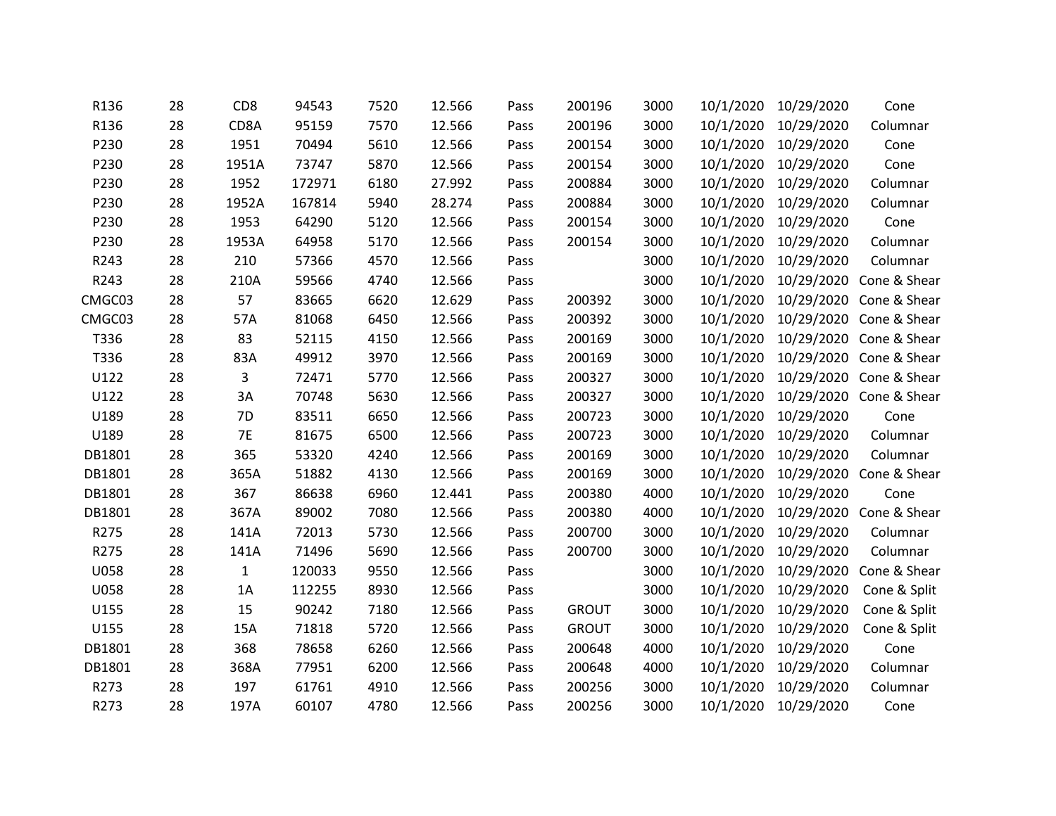| | | | | | | | | | | | |
|---|---|---|---|---|---|---|---|---|---|---|---|
| R136 | 28 | CD8 | 94543 | 7520 | 12.566 | Pass | 200196 | 3000 | 10/1/2020 | 10/29/2020 | Cone |
| R136 | 28 | CD8A | 95159 | 7570 | 12.566 | Pass | 200196 | 3000 | 10/1/2020 | 10/29/2020 | Columnar |
| P230 | 28 | 1951 | 70494 | 5610 | 12.566 | Pass | 200154 | 3000 | 10/1/2020 | 10/29/2020 | Cone |
| P230 | 28 | 1951A | 73747 | 5870 | 12.566 | Pass | 200154 | 3000 | 10/1/2020 | 10/29/2020 | Cone |
| P230 | 28 | 1952 | 172971 | 6180 | 27.992 | Pass | 200884 | 3000 | 10/1/2020 | 10/29/2020 | Columnar |
| P230 | 28 | 1952A | 167814 | 5940 | 28.274 | Pass | 200884 | 3000 | 10/1/2020 | 10/29/2020 | Columnar |
| P230 | 28 | 1953 | 64290 | 5120 | 12.566 | Pass | 200154 | 3000 | 10/1/2020 | 10/29/2020 | Cone |
| P230 | 28 | 1953A | 64958 | 5170 | 12.566 | Pass | 200154 | 3000 | 10/1/2020 | 10/29/2020 | Columnar |
| R243 | 28 | 210 | 57366 | 4570 | 12.566 | Pass | | 3000 | 10/1/2020 | 10/29/2020 | Columnar |
| R243 | 28 | 210A | 59566 | 4740 | 12.566 | Pass | | 3000 | 10/1/2020 | 10/29/2020 | Cone & Shear |
| CMGC03 | 28 | 57 | 83665 | 6620 | 12.629 | Pass | 200392 | 3000 | 10/1/2020 | 10/29/2020 | Cone & Shear |
| CMGC03 | 28 | 57A | 81068 | 6450 | 12.566 | Pass | 200392 | 3000 | 10/1/2020 | 10/29/2020 | Cone & Shear |
| T336 | 28 | 83 | 52115 | 4150 | 12.566 | Pass | 200169 | 3000 | 10/1/2020 | 10/29/2020 | Cone & Shear |
| T336 | 28 | 83A | 49912 | 3970 | 12.566 | Pass | 200169 | 3000 | 10/1/2020 | 10/29/2020 | Cone & Shear |
| U122 | 28 | 3 | 72471 | 5770 | 12.566 | Pass | 200327 | 3000 | 10/1/2020 | 10/29/2020 | Cone & Shear |
| U122 | 28 | 3A | 70748 | 5630 | 12.566 | Pass | 200327 | 3000 | 10/1/2020 | 10/29/2020 | Cone & Shear |
| U189 | 28 | 7D | 83511 | 6650 | 12.566 | Pass | 200723 | 3000 | 10/1/2020 | 10/29/2020 | Cone |
| U189 | 28 | 7E | 81675 | 6500 | 12.566 | Pass | 200723 | 3000 | 10/1/2020 | 10/29/2020 | Columnar |
| DB1801 | 28 | 365 | 53320 | 4240 | 12.566 | Pass | 200169 | 3000 | 10/1/2020 | 10/29/2020 | Columnar |
| DB1801 | 28 | 365A | 51882 | 4130 | 12.566 | Pass | 200169 | 3000 | 10/1/2020 | 10/29/2020 | Cone & Shear |
| DB1801 | 28 | 367 | 86638 | 6960 | 12.441 | Pass | 200380 | 4000 | 10/1/2020 | 10/29/2020 | Cone |
| DB1801 | 28 | 367A | 89002 | 7080 | 12.566 | Pass | 200380 | 4000 | 10/1/2020 | 10/29/2020 | Cone & Shear |
| R275 | 28 | 141A | 72013 | 5730 | 12.566 | Pass | 200700 | 3000 | 10/1/2020 | 10/29/2020 | Columnar |
| R275 | 28 | 141A | 71496 | 5690 | 12.566 | Pass | 200700 | 3000 | 10/1/2020 | 10/29/2020 | Columnar |
| U058 | 28 | 1 | 120033 | 9550 | 12.566 | Pass | | 3000 | 10/1/2020 | 10/29/2020 | Cone & Shear |
| U058 | 28 | 1A | 112255 | 8930 | 12.566 | Pass | | 3000 | 10/1/2020 | 10/29/2020 | Cone & Split |
| U155 | 28 | 15 | 90242 | 7180 | 12.566 | Pass | GROUT | 3000 | 10/1/2020 | 10/29/2020 | Cone & Split |
| U155 | 28 | 15A | 71818 | 5720 | 12.566 | Pass | GROUT | 3000 | 10/1/2020 | 10/29/2020 | Cone & Split |
| DB1801 | 28 | 368 | 78658 | 6260 | 12.566 | Pass | 200648 | 4000 | 10/1/2020 | 10/29/2020 | Cone |
| DB1801 | 28 | 368A | 77951 | 6200 | 12.566 | Pass | 200648 | 4000 | 10/1/2020 | 10/29/2020 | Columnar |
| R273 | 28 | 197 | 61761 | 4910 | 12.566 | Pass | 200256 | 3000 | 10/1/2020 | 10/29/2020 | Columnar |
| R273 | 28 | 197A | 60107 | 4780 | 12.566 | Pass | 200256 | 3000 | 10/1/2020 | 10/29/2020 | Cone |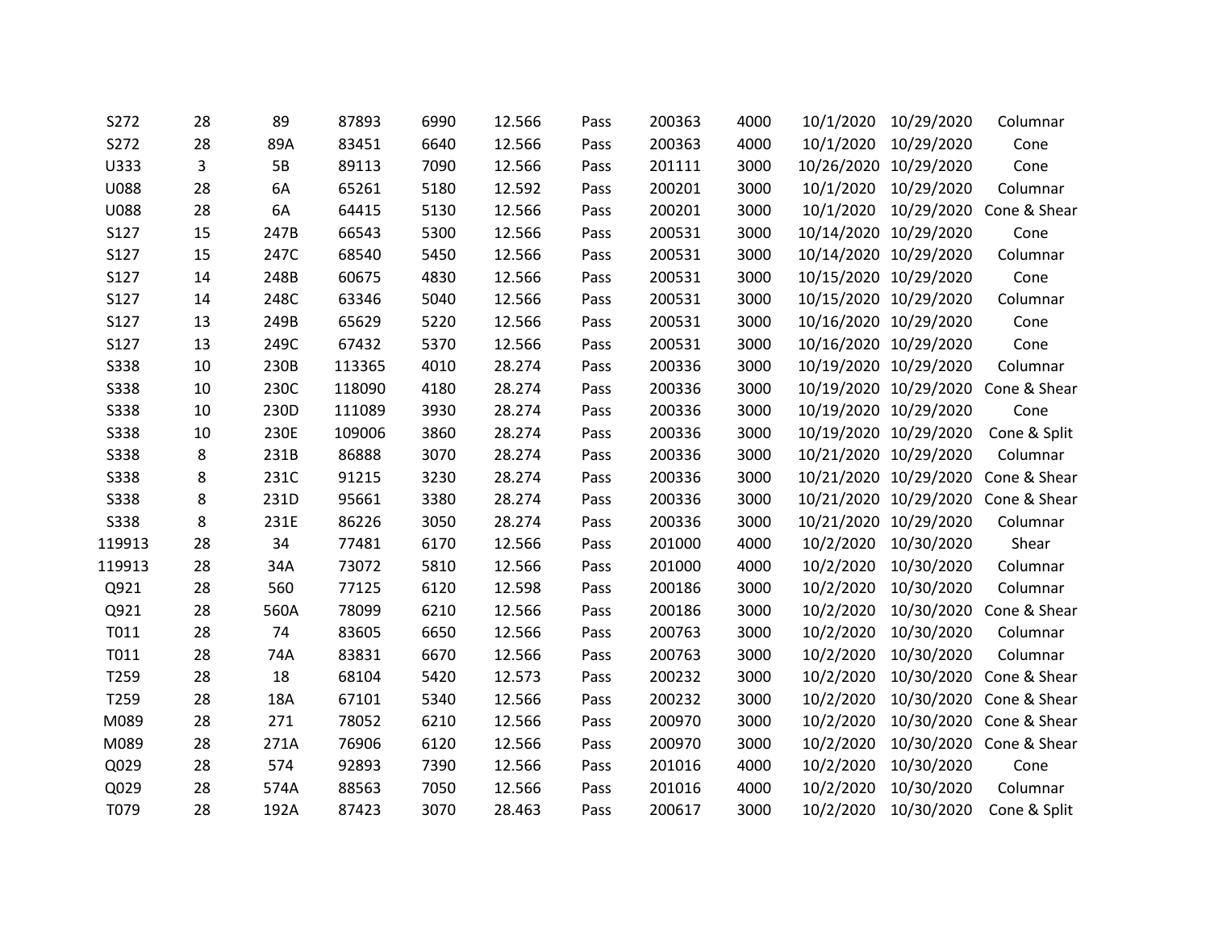| | | | | | | | | | | | |
|---|---|---|---|---|---|---|---|---|---|---|---|
| S272 | 28 | 89 | 87893 | 6990 | 12.566 | Pass | 200363 | 4000 | 10/1/2020 | 10/29/2020 | Columnar |
| S272 | 28 | 89A | 83451 | 6640 | 12.566 | Pass | 200363 | 4000 | 10/1/2020 | 10/29/2020 | Cone |
| U333 | 3 | 5B | 89113 | 7090 | 12.566 | Pass | 201111 | 3000 | 10/26/2020 | 10/29/2020 | Cone |
| U088 | 28 | 6A | 65261 | 5180 | 12.592 | Pass | 200201 | 3000 | 10/1/2020 | 10/29/2020 | Columnar |
| U088 | 28 | 6A | 64415 | 5130 | 12.566 | Pass | 200201 | 3000 | 10/1/2020 | 10/29/2020 | Cone & Shear |
| S127 | 15 | 247B | 66543 | 5300 | 12.566 | Pass | 200531 | 3000 | 10/14/2020 | 10/29/2020 | Cone |
| S127 | 15 | 247C | 68540 | 5450 | 12.566 | Pass | 200531 | 3000 | 10/14/2020 | 10/29/2020 | Columnar |
| S127 | 14 | 248B | 60675 | 4830 | 12.566 | Pass | 200531 | 3000 | 10/15/2020 | 10/29/2020 | Cone |
| S127 | 14 | 248C | 63346 | 5040 | 12.566 | Pass | 200531 | 3000 | 10/15/2020 | 10/29/2020 | Columnar |
| S127 | 13 | 249B | 65629 | 5220 | 12.566 | Pass | 200531 | 3000 | 10/16/2020 | 10/29/2020 | Cone |
| S127 | 13 | 249C | 67432 | 5370 | 12.566 | Pass | 200531 | 3000 | 10/16/2020 | 10/29/2020 | Cone |
| S338 | 10 | 230B | 113365 | 4010 | 28.274 | Pass | 200336 | 3000 | 10/19/2020 | 10/29/2020 | Columnar |
| S338 | 10 | 230C | 118090 | 4180 | 28.274 | Pass | 200336 | 3000 | 10/19/2020 | 10/29/2020 | Cone & Shear |
| S338 | 10 | 230D | 111089 | 3930 | 28.274 | Pass | 200336 | 3000 | 10/19/2020 | 10/29/2020 | Cone |
| S338 | 10 | 230E | 109006 | 3860 | 28.274 | Pass | 200336 | 3000 | 10/19/2020 | 10/29/2020 | Cone & Split |
| S338 | 8 | 231B | 86888 | 3070 | 28.274 | Pass | 200336 | 3000 | 10/21/2020 | 10/29/2020 | Columnar |
| S338 | 8 | 231C | 91215 | 3230 | 28.274 | Pass | 200336 | 3000 | 10/21/2020 | 10/29/2020 | Cone & Shear |
| S338 | 8 | 231D | 95661 | 3380 | 28.274 | Pass | 200336 | 3000 | 10/21/2020 | 10/29/2020 | Cone & Shear |
| S338 | 8 | 231E | 86226 | 3050 | 28.274 | Pass | 200336 | 3000 | 10/21/2020 | 10/29/2020 | Columnar |
| 119913 | 28 | 34 | 77481 | 6170 | 12.566 | Pass | 201000 | 4000 | 10/2/2020 | 10/30/2020 | Shear |
| 119913 | 28 | 34A | 73072 | 5810 | 12.566 | Pass | 201000 | 4000 | 10/2/2020 | 10/30/2020 | Columnar |
| Q921 | 28 | 560 | 77125 | 6120 | 12.598 | Pass | 200186 | 3000 | 10/2/2020 | 10/30/2020 | Columnar |
| Q921 | 28 | 560A | 78099 | 6210 | 12.566 | Pass | 200186 | 3000 | 10/2/2020 | 10/30/2020 | Cone & Shear |
| T011 | 28 | 74 | 83605 | 6650 | 12.566 | Pass | 200763 | 3000 | 10/2/2020 | 10/30/2020 | Columnar |
| T011 | 28 | 74A | 83831 | 6670 | 12.566 | Pass | 200763 | 3000 | 10/2/2020 | 10/30/2020 | Columnar |
| T259 | 28 | 18 | 68104 | 5420 | 12.573 | Pass | 200232 | 3000 | 10/2/2020 | 10/30/2020 | Cone & Shear |
| T259 | 28 | 18A | 67101 | 5340 | 12.566 | Pass | 200232 | 3000 | 10/2/2020 | 10/30/2020 | Cone & Shear |
| M089 | 28 | 271 | 78052 | 6210 | 12.566 | Pass | 200970 | 3000 | 10/2/2020 | 10/30/2020 | Cone & Shear |
| M089 | 28 | 271A | 76906 | 6120 | 12.566 | Pass | 200970 | 3000 | 10/2/2020 | 10/30/2020 | Cone & Shear |
| Q029 | 28 | 574 | 92893 | 7390 | 12.566 | Pass | 201016 | 4000 | 10/2/2020 | 10/30/2020 | Cone |
| Q029 | 28 | 574A | 88563 | 7050 | 12.566 | Pass | 201016 | 4000 | 10/2/2020 | 10/30/2020 | Columnar |
| T079 | 28 | 192A | 87423 | 3070 | 28.463 | Pass | 200617 | 3000 | 10/2/2020 | 10/30/2020 | Cone & Split |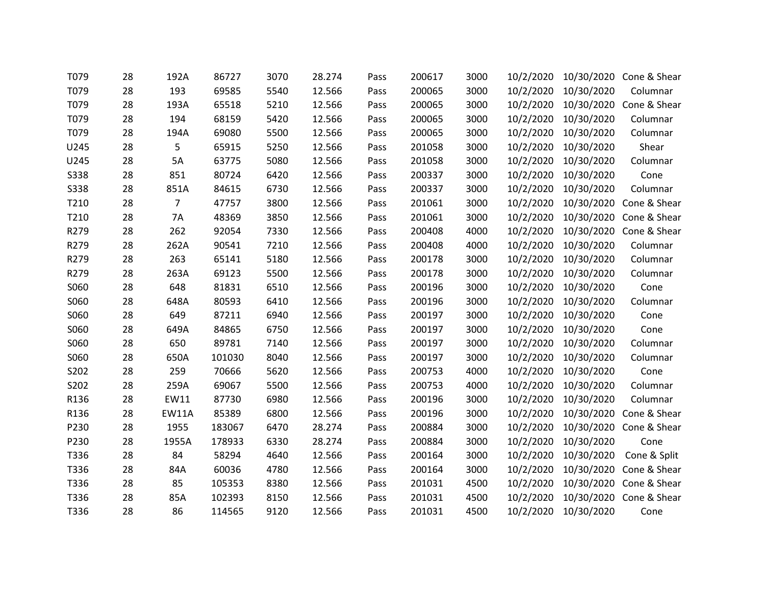| | | | | | | | | | | | |
|---|---|---|---|---|---|---|---|---|---|---|---|
| T079 | 28 | 192A | 86727 | 3070 | 28.274 | Pass | 200617 | 3000 | 10/2/2020 | 10/30/2020 | Cone & Shear |
| T079 | 28 | 193 | 69585 | 5540 | 12.566 | Pass | 200065 | 3000 | 10/2/2020 | 10/30/2020 | Columnar |
| T079 | 28 | 193A | 65518 | 5210 | 12.566 | Pass | 200065 | 3000 | 10/2/2020 | 10/30/2020 | Cone & Shear |
| T079 | 28 | 194 | 68159 | 5420 | 12.566 | Pass | 200065 | 3000 | 10/2/2020 | 10/30/2020 | Columnar |
| T079 | 28 | 194A | 69080 | 5500 | 12.566 | Pass | 200065 | 3000 | 10/2/2020 | 10/30/2020 | Columnar |
| U245 | 28 | 5 | 65915 | 5250 | 12.566 | Pass | 201058 | 3000 | 10/2/2020 | 10/30/2020 | Shear |
| U245 | 28 | 5A | 63775 | 5080 | 12.566 | Pass | 201058 | 3000 | 10/2/2020 | 10/30/2020 | Columnar |
| S338 | 28 | 851 | 80724 | 6420 | 12.566 | Pass | 200337 | 3000 | 10/2/2020 | 10/30/2020 | Cone |
| S338 | 28 | 851A | 84615 | 6730 | 12.566 | Pass | 200337 | 3000 | 10/2/2020 | 10/30/2020 | Columnar |
| T210 | 28 | 7 | 47757 | 3800 | 12.566 | Pass | 201061 | 3000 | 10/2/2020 | 10/30/2020 | Cone & Shear |
| T210 | 28 | 7A | 48369 | 3850 | 12.566 | Pass | 201061 | 3000 | 10/2/2020 | 10/30/2020 | Cone & Shear |
| R279 | 28 | 262 | 92054 | 7330 | 12.566 | Pass | 200408 | 4000 | 10/2/2020 | 10/30/2020 | Cone & Shear |
| R279 | 28 | 262A | 90541 | 7210 | 12.566 | Pass | 200408 | 4000 | 10/2/2020 | 10/30/2020 | Columnar |
| R279 | 28 | 263 | 65141 | 5180 | 12.566 | Pass | 200178 | 3000 | 10/2/2020 | 10/30/2020 | Columnar |
| R279 | 28 | 263A | 69123 | 5500 | 12.566 | Pass | 200178 | 3000 | 10/2/2020 | 10/30/2020 | Columnar |
| S060 | 28 | 648 | 81831 | 6510 | 12.566 | Pass | 200196 | 3000 | 10/2/2020 | 10/30/2020 | Cone |
| S060 | 28 | 648A | 80593 | 6410 | 12.566 | Pass | 200196 | 3000 | 10/2/2020 | 10/30/2020 | Columnar |
| S060 | 28 | 649 | 87211 | 6940 | 12.566 | Pass | 200197 | 3000 | 10/2/2020 | 10/30/2020 | Cone |
| S060 | 28 | 649A | 84865 | 6750 | 12.566 | Pass | 200197 | 3000 | 10/2/2020 | 10/30/2020 | Cone |
| S060 | 28 | 650 | 89781 | 7140 | 12.566 | Pass | 200197 | 3000 | 10/2/2020 | 10/30/2020 | Columnar |
| S060 | 28 | 650A | 101030 | 8040 | 12.566 | Pass | 200197 | 3000 | 10/2/2020 | 10/30/2020 | Columnar |
| S202 | 28 | 259 | 70666 | 5620 | 12.566 | Pass | 200753 | 4000 | 10/2/2020 | 10/30/2020 | Cone |
| S202 | 28 | 259A | 69067 | 5500 | 12.566 | Pass | 200753 | 4000 | 10/2/2020 | 10/30/2020 | Columnar |
| R136 | 28 | EW11 | 87730 | 6980 | 12.566 | Pass | 200196 | 3000 | 10/2/2020 | 10/30/2020 | Columnar |
| R136 | 28 | EW11A | 85389 | 6800 | 12.566 | Pass | 200196 | 3000 | 10/2/2020 | 10/30/2020 | Cone & Shear |
| P230 | 28 | 1955 | 183067 | 6470 | 28.274 | Pass | 200884 | 3000 | 10/2/2020 | 10/30/2020 | Cone & Shear |
| P230 | 28 | 1955A | 178933 | 6330 | 28.274 | Pass | 200884 | 3000 | 10/2/2020 | 10/30/2020 | Cone |
| T336 | 28 | 84 | 58294 | 4640 | 12.566 | Pass | 200164 | 3000 | 10/2/2020 | 10/30/2020 | Cone & Split |
| T336 | 28 | 84A | 60036 | 4780 | 12.566 | Pass | 200164 | 3000 | 10/2/2020 | 10/30/2020 | Cone & Shear |
| T336 | 28 | 85 | 105353 | 8380 | 12.566 | Pass | 201031 | 4500 | 10/2/2020 | 10/30/2020 | Cone & Shear |
| T336 | 28 | 85A | 102393 | 8150 | 12.566 | Pass | 201031 | 4500 | 10/2/2020 | 10/30/2020 | Cone & Shear |
| T336 | 28 | 86 | 114565 | 9120 | 12.566 | Pass | 201031 | 4500 | 10/2/2020 | 10/30/2020 | Cone |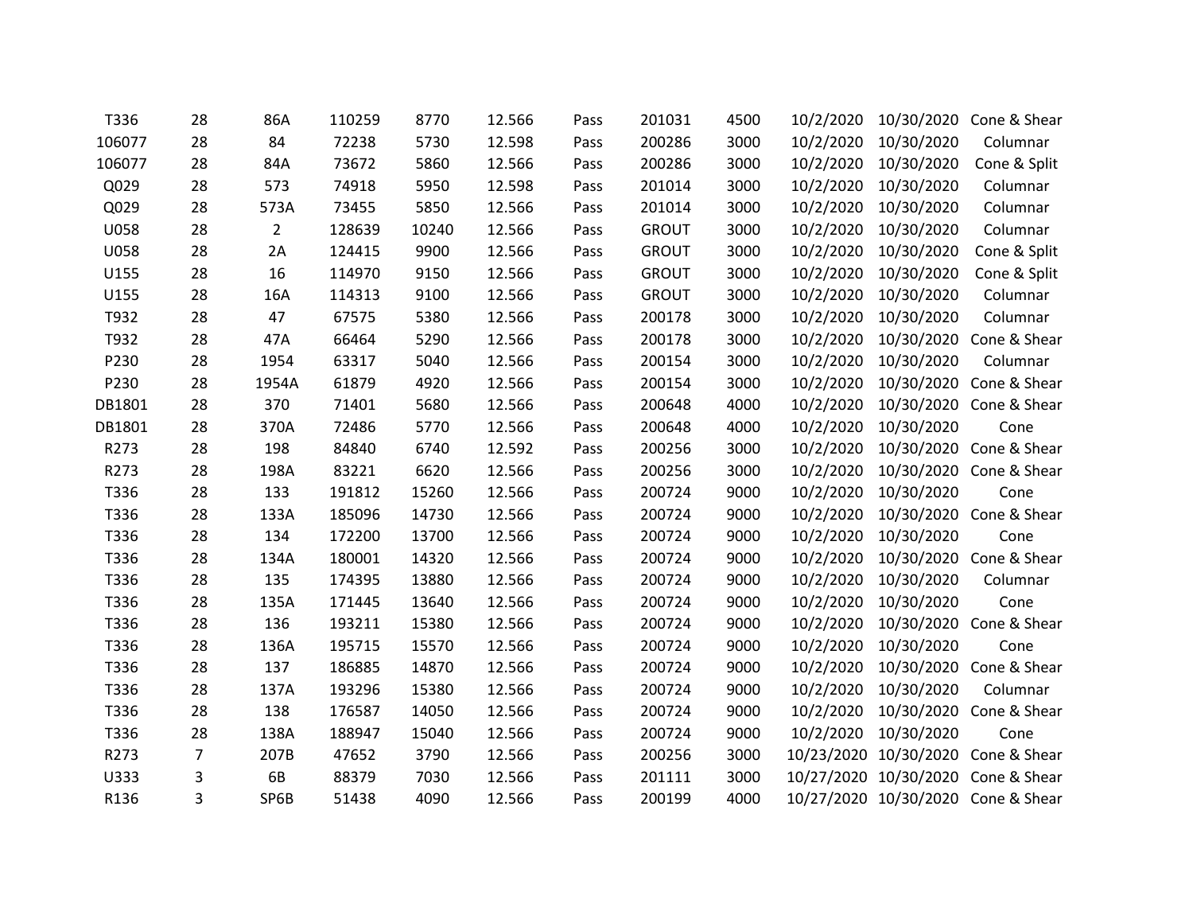| | | | | | | | | | | | |
|---|---|---|---|---|---|---|---|---|---|---|---|
| T336 | 28 | 86A | 110259 | 8770 | 12.566 | Pass | 201031 | 4500 | 10/2/2020 | 10/30/2020 | Cone & Shear |
| 106077 | 28 | 84 | 72238 | 5730 | 12.598 | Pass | 200286 | 3000 | 10/2/2020 | 10/30/2020 | Columnar |
| 106077 | 28 | 84A | 73672 | 5860 | 12.566 | Pass | 200286 | 3000 | 10/2/2020 | 10/30/2020 | Cone & Split |
| Q029 | 28 | 573 | 74918 | 5950 | 12.598 | Pass | 201014 | 3000 | 10/2/2020 | 10/30/2020 | Columnar |
| Q029 | 28 | 573A | 73455 | 5850 | 12.566 | Pass | 201014 | 3000 | 10/2/2020 | 10/30/2020 | Columnar |
| U058 | 28 | 2 | 128639 | 10240 | 12.566 | Pass | GROUT | 3000 | 10/2/2020 | 10/30/2020 | Columnar |
| U058 | 28 | 2A | 124415 | 9900 | 12.566 | Pass | GROUT | 3000 | 10/2/2020 | 10/30/2020 | Cone & Split |
| U155 | 28 | 16 | 114970 | 9150 | 12.566 | Pass | GROUT | 3000 | 10/2/2020 | 10/30/2020 | Cone & Split |
| U155 | 28 | 16A | 114313 | 9100 | 12.566 | Pass | GROUT | 3000 | 10/2/2020 | 10/30/2020 | Columnar |
| T932 | 28 | 47 | 67575 | 5380 | 12.566 | Pass | 200178 | 3000 | 10/2/2020 | 10/30/2020 | Columnar |
| T932 | 28 | 47A | 66464 | 5290 | 12.566 | Pass | 200178 | 3000 | 10/2/2020 | 10/30/2020 | Cone & Shear |
| P230 | 28 | 1954 | 63317 | 5040 | 12.566 | Pass | 200154 | 3000 | 10/2/2020 | 10/30/2020 | Columnar |
| P230 | 28 | 1954A | 61879 | 4920 | 12.566 | Pass | 200154 | 3000 | 10/2/2020 | 10/30/2020 | Cone & Shear |
| DB1801 | 28 | 370 | 71401 | 5680 | 12.566 | Pass | 200648 | 4000 | 10/2/2020 | 10/30/2020 | Cone & Shear |
| DB1801 | 28 | 370A | 72486 | 5770 | 12.566 | Pass | 200648 | 4000 | 10/2/2020 | 10/30/2020 | Cone |
| R273 | 28 | 198 | 84840 | 6740 | 12.592 | Pass | 200256 | 3000 | 10/2/2020 | 10/30/2020 | Cone & Shear |
| R273 | 28 | 198A | 83221 | 6620 | 12.566 | Pass | 200256 | 3000 | 10/2/2020 | 10/30/2020 | Cone & Shear |
| T336 | 28 | 133 | 191812 | 15260 | 12.566 | Pass | 200724 | 9000 | 10/2/2020 | 10/30/2020 | Cone |
| T336 | 28 | 133A | 185096 | 14730 | 12.566 | Pass | 200724 | 9000 | 10/2/2020 | 10/30/2020 | Cone & Shear |
| T336 | 28 | 134 | 172200 | 13700 | 12.566 | Pass | 200724 | 9000 | 10/2/2020 | 10/30/2020 | Cone |
| T336 | 28 | 134A | 180001 | 14320 | 12.566 | Pass | 200724 | 9000 | 10/2/2020 | 10/30/2020 | Cone & Shear |
| T336 | 28 | 135 | 174395 | 13880 | 12.566 | Pass | 200724 | 9000 | 10/2/2020 | 10/30/2020 | Columnar |
| T336 | 28 | 135A | 171445 | 13640 | 12.566 | Pass | 200724 | 9000 | 10/2/2020 | 10/30/2020 | Cone |
| T336 | 28 | 136 | 193211 | 15380 | 12.566 | Pass | 200724 | 9000 | 10/2/2020 | 10/30/2020 | Cone & Shear |
| T336 | 28 | 136A | 195715 | 15570 | 12.566 | Pass | 200724 | 9000 | 10/2/2020 | 10/30/2020 | Cone |
| T336 | 28 | 137 | 186885 | 14870 | 12.566 | Pass | 200724 | 9000 | 10/2/2020 | 10/30/2020 | Cone & Shear |
| T336 | 28 | 137A | 193296 | 15380 | 12.566 | Pass | 200724 | 9000 | 10/2/2020 | 10/30/2020 | Columnar |
| T336 | 28 | 138 | 176587 | 14050 | 12.566 | Pass | 200724 | 9000 | 10/2/2020 | 10/30/2020 | Cone & Shear |
| T336 | 28 | 138A | 188947 | 15040 | 12.566 | Pass | 200724 | 9000 | 10/2/2020 | 10/30/2020 | Cone |
| R273 | 7 | 207B | 47652 | 3790 | 12.566 | Pass | 200256 | 3000 | 10/23/2020 | 10/30/2020 | Cone & Shear |
| U333 | 3 | 6B | 88379 | 7030 | 12.566 | Pass | 201111 | 3000 | 10/27/2020 | 10/30/2020 | Cone & Shear |
| R136 | 3 | SP6B | 51438 | 4090 | 12.566 | Pass | 200199 | 4000 | 10/27/2020 | 10/30/2020 | Cone & Shear |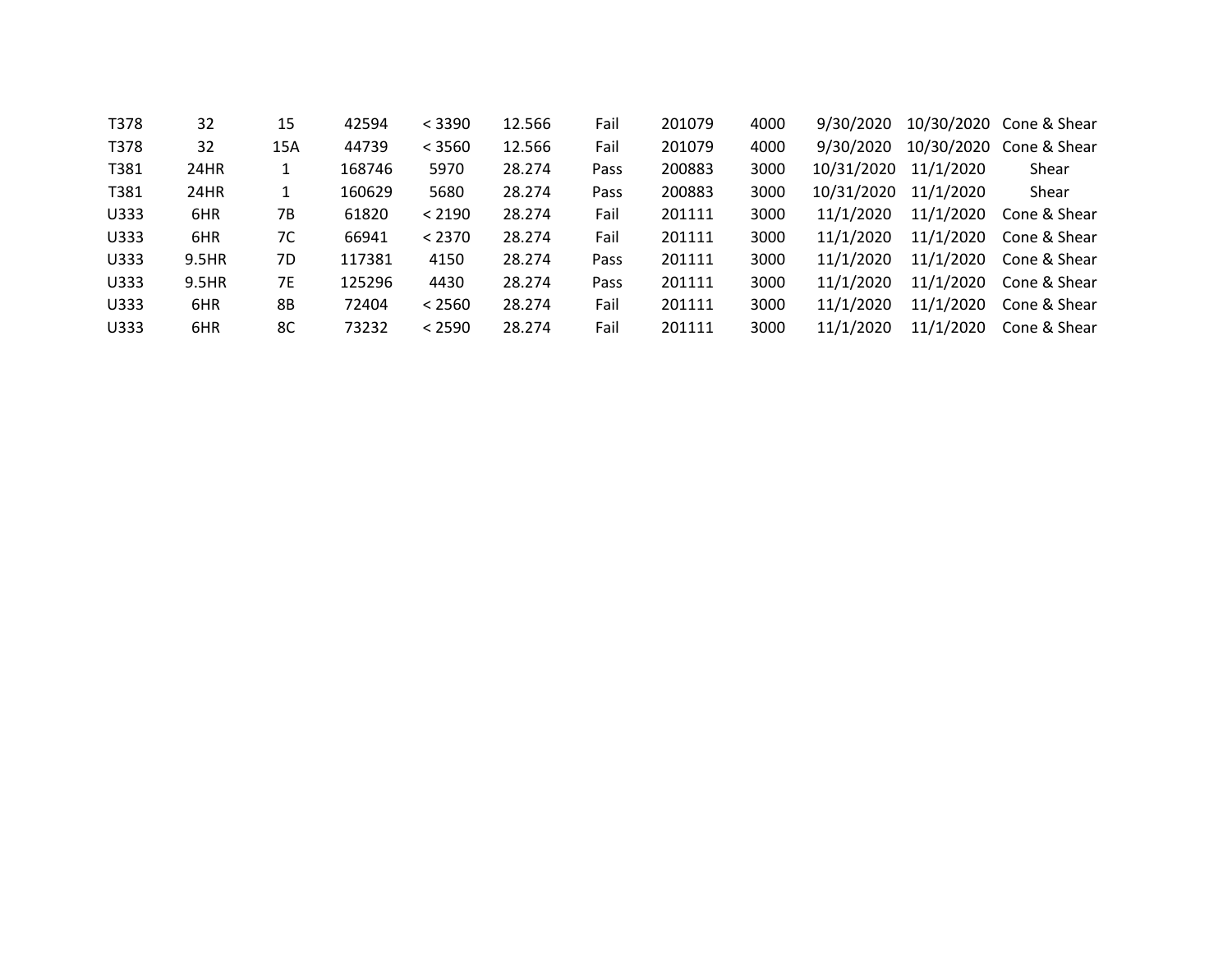| | | | | | | | | | | | |
|---|---|---|---|---|---|---|---|---|---|---|---|
| T378 | 32 | 15 | 42594 | < 3390 | 12.566 | Fail | 201079 | 4000 | 9/30/2020 | 10/30/2020 | Cone & Shear |
| T378 | 32 | 15A | 44739 | < 3560 | 12.566 | Fail | 201079 | 4000 | 9/30/2020 | 10/30/2020 | Cone & Shear |
| T381 | 24HR | 1 | 168746 | 5970 | 28.274 | Pass | 200883 | 3000 | 10/31/2020 | 11/1/2020 | Shear |
| T381 | 24HR | 1 | 160629 | 5680 | 28.274 | Pass | 200883 | 3000 | 10/31/2020 | 11/1/2020 | Shear |
| U333 | 6HR | 7B | 61820 | < 2190 | 28.274 | Fail | 201111 | 3000 | 11/1/2020 | 11/1/2020 | Cone & Shear |
| U333 | 6HR | 7C | 66941 | < 2370 | 28.274 | Fail | 201111 | 3000 | 11/1/2020 | 11/1/2020 | Cone & Shear |
| U333 | 9.5HR | 7D | 117381 | 4150 | 28.274 | Pass | 201111 | 3000 | 11/1/2020 | 11/1/2020 | Cone & Shear |
| U333 | 9.5HR | 7E | 125296 | 4430 | 28.274 | Pass | 201111 | 3000 | 11/1/2020 | 11/1/2020 | Cone & Shear |
| U333 | 6HR | 8B | 72404 | < 2560 | 28.274 | Fail | 201111 | 3000 | 11/1/2020 | 11/1/2020 | Cone & Shear |
| U333 | 6HR | 8C | 73232 | < 2590 | 28.274 | Fail | 201111 | 3000 | 11/1/2020 | 11/1/2020 | Cone & Shear |